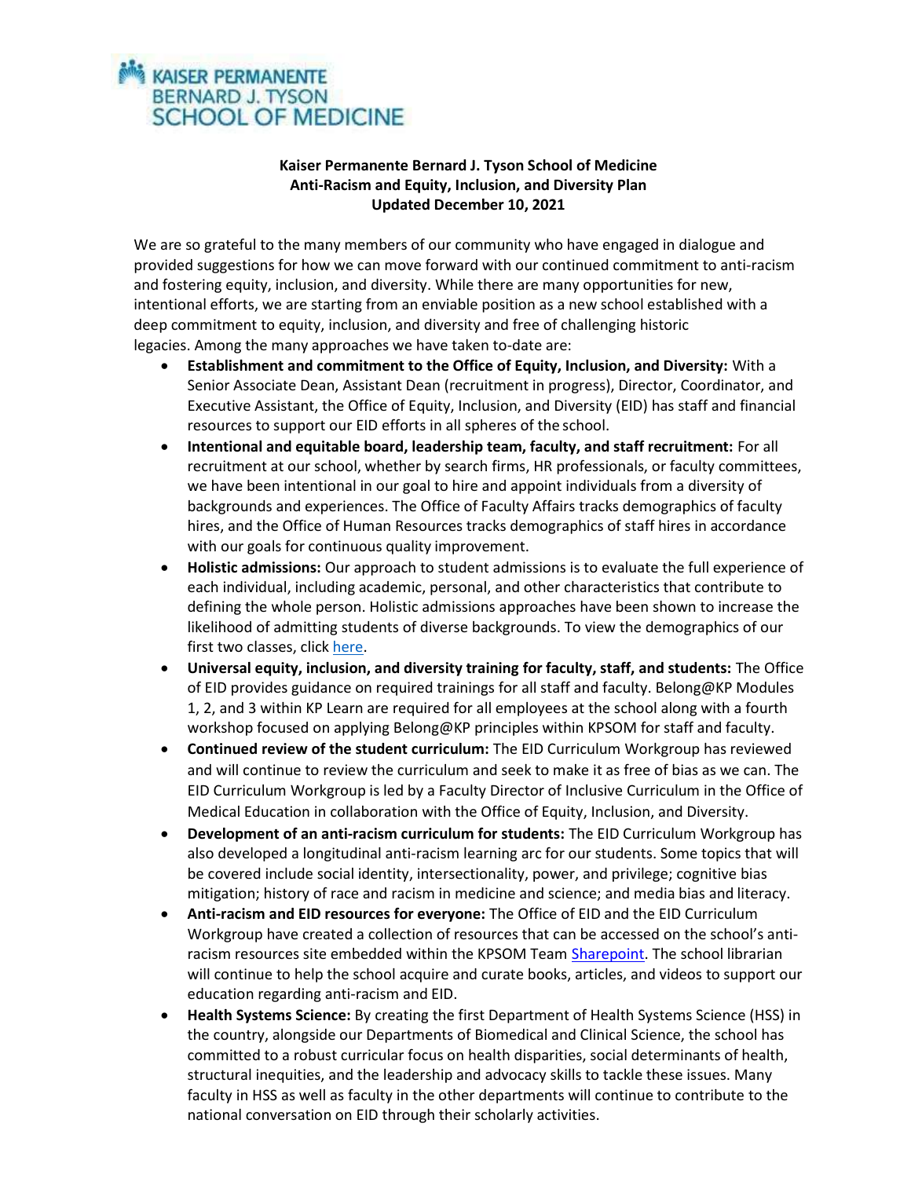KAISER PERMANENTE
BERNARD J. TYSON
SCHOOL OF MEDICINE

**Kaiser Permanente Bernard J. Tyson School of Medicine**
**Anti-Racism and Equity, Inclusion, and Diversity Plan**
**Updated December 10, 2021**

We are so grateful to the many members of our community who have engaged in dialogue and provided suggestions for how we can move forward with our continued commitment to anti-racism and fostering equity, inclusion, and diversity. While there are many opportunities for new, intentional efforts, we are starting from an enviable position as a new school established with a deep commitment to equity, inclusion, and diversity and free of challenging historic legacies. Among the many approaches we have taken to-date are:

- **Establishment and commitment to the Office of Equity, Inclusion, and Diversity:** With a Senior Associate Dean, Assistant Dean (recruitment in progress), Director, Coordinator, and Executive Assistant, the Office of Equity, Inclusion, and Diversity (EID) has staff and financial resources to support our EID efforts in all spheres of the school.
- **Intentional and equitable board, leadership team, faculty, and staff recruitment:** For all recruitment at our school, whether by search firms, HR professionals, or faculty committees, we have been intentional in our goal to hire and appoint individuals from a diversity of backgrounds and experiences. The Office of Faculty Affairs tracks demographics of faculty hires, and the Office of Human Resources tracks demographics of staff hires in accordance with our goals for continuous quality improvement.
- **Holistic admissions:** Our approach to student admissions is to evaluate the full experience of each individual, including academic, personal, and other characteristics that contribute to defining the whole person. Holistic admissions approaches have been shown to increase the likelihood of admitting students of diverse backgrounds. To view the demographics of our first two classes, click here.
- **Universal equity, inclusion, and diversity training for faculty, staff, and students:** The Office of EID provides guidance on required trainings for all staff and faculty. Belong@KP Modules 1, 2, and 3 within KP Learn are required for all employees at the school along with a fourth workshop focused on applying Belong@KP principles within KPSOM for staff and faculty.
- **Continued review of the student curriculum:** The EID Curriculum Workgroup has reviewed and will continue to review the curriculum and seek to make it as free of bias as we can. The EID Curriculum Workgroup is led by a Faculty Director of Inclusive Curriculum in the Office of Medical Education in collaboration with the Office of Equity, Inclusion, and Diversity.
- **Development of an anti-racism curriculum for students:** The EID Curriculum Workgroup has also developed a longitudinal anti-racism learning arc for our students. Some topics that will be covered include social identity, intersectionality, power, and privilege; cognitive bias mitigation; history of race and racism in medicine and science; and media bias and literacy.
- **Anti-racism and EID resources for everyone:** The Office of EID and the EID Curriculum Workgroup have created a collection of resources that can be accessed on the school's anti-racism resources site embedded within the KPSOM Team Sharepoint. The school librarian will continue to help the school acquire and curate books, articles, and videos to support our education regarding anti-racism and EID.
- **Health Systems Science:** By creating the first Department of Health Systems Science (HSS) in the country, alongside our Departments of Biomedical and Clinical Science, the school has committed to a robust curricular focus on health disparities, social determinants of health, structural inequities, and the leadership and advocacy skills to tackle these issues. Many faculty in HSS as well as faculty in the other departments will continue to contribute to the national conversation on EID through their scholarly activities.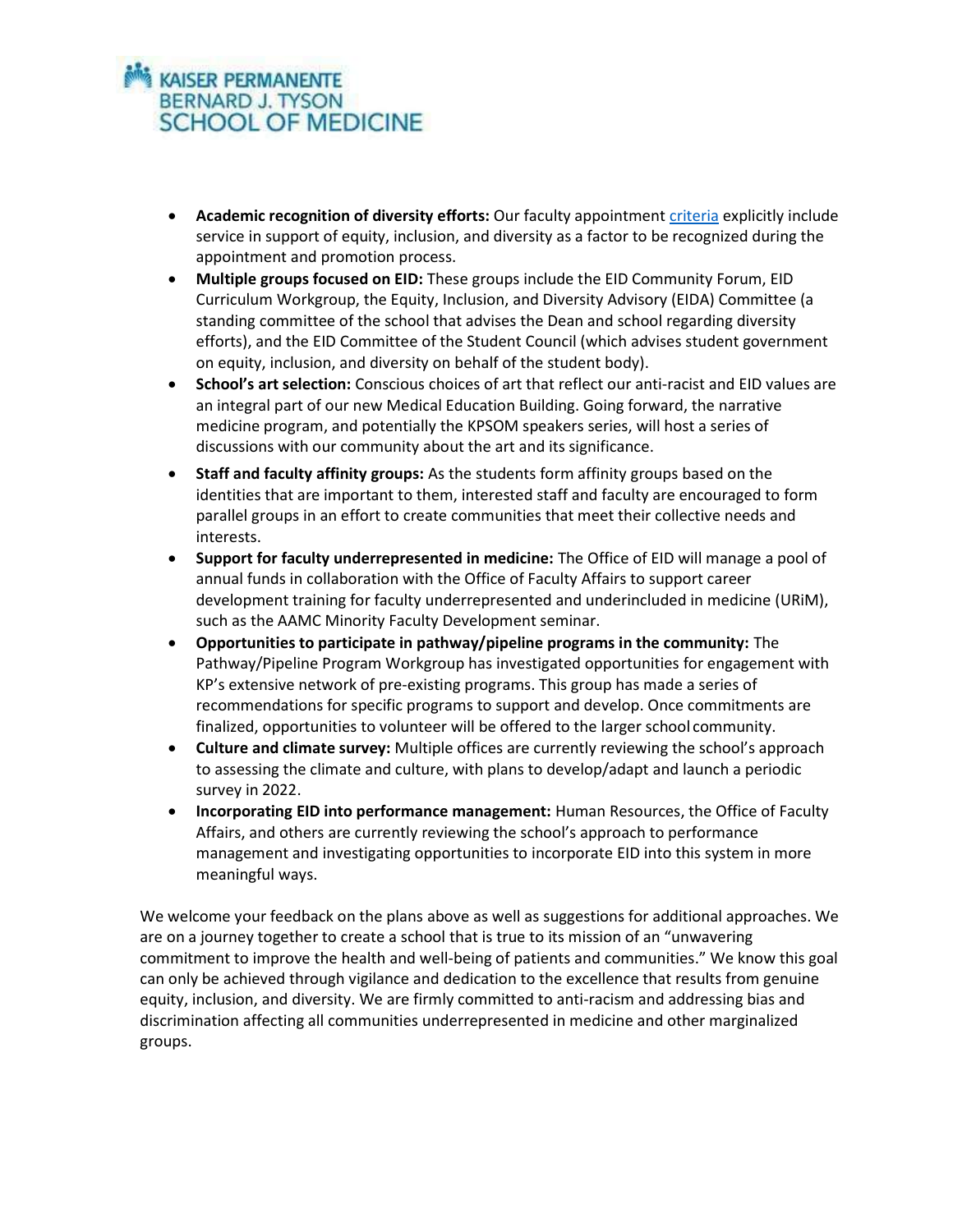- **Academic recognition of diversity efforts:** Our faculty appointment criteria explicitly include service in support of equity, inclusion, and diversity as a factor to be recognized during the appointment and promotion process.
- **Multiple groups focused on EID:** These groups include the EID Community Forum, EID Curriculum Workgroup, the Equity, Inclusion, and Diversity Advisory (EIDA) Committee (a standing committee of the school that advises the Dean and school regarding diversity efforts), and the EID Committee of the Student Council (which advises student government on equity, inclusion, and diversity on behalf of the student body).
- **School's art selection:** Conscious choices of art that reflect our anti-racist and EID values are an integral part of our new Medical Education Building. Going forward, the narrative medicine program, and potentially the KPSOM speakers series, will host a series of discussions with our community about the art and its significance.
- **Staff and faculty affinity groups:** As the students form affinity groups based on the identities that are important to them, interested staff and faculty are encouraged to form parallel groups in an effort to create communities that meet their collective needs and interests.
- **Support for faculty underrepresented in medicine:** The Office of EID will manage a pool of annual funds in collaboration with the Office of Faculty Affairs to support career development training for faculty underrepresented and underincluded in medicine (URiM), such as the AAMC Minority Faculty Development seminar.
- **Opportunities to participate in pathway/pipeline programs in the community:** The Pathway/Pipeline Program Workgroup has investigated opportunities for engagement with KP's extensive network of pre-existing programs. This group has made a series of recommendations for specific programs to support and develop. Once commitments are finalized, opportunities to volunteer will be offered to the larger school community.
- **Culture and climate survey:** Multiple offices are currently reviewing the school's approach to assessing the climate and culture, with plans to develop/adapt and launch a periodic survey in 2022.
- **Incorporating EID into performance management:** Human Resources, the Office of Faculty Affairs, and others are currently reviewing the school's approach to performance management and investigating opportunities to incorporate EID into this system in more meaningful ways.

We welcome your feedback on the plans above as well as suggestions for additional approaches. We are on a journey together to create a school that is true to its mission of an "unwavering commitment to improve the health and well-being of patients and communities." We know this goal can only be achieved through vigilance and dedication to the excellence that results from genuine equity, inclusion, and diversity. We are firmly committed to anti-racism and addressing bias and discrimination affecting all communities underrepresented in medicine and other marginalized groups.